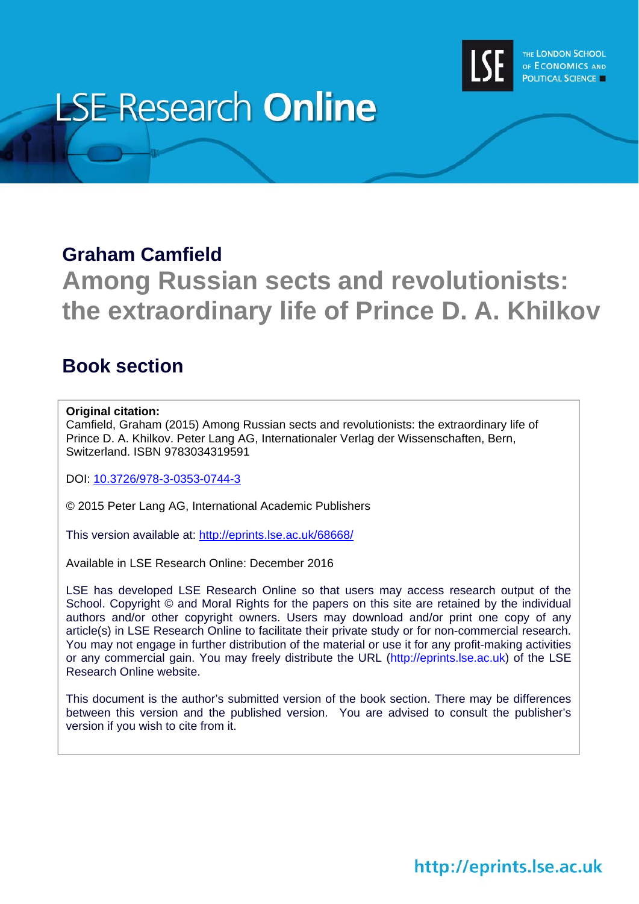LSE Research **Online**

THE LONDON SCHOOL OF ECONOMICS AND POLITICAL SCIENCE

## Graham Camfield

# Among Russian sects and revolutionists: the extraordinary life of Prince D. A. Khilkov

## Book section

**Original citation:**
Camfield, Graham (2015) Among Russian sects and revolutionists: the extraordinary life of Prince D. A. Khilkov. Peter Lang AG, Internationaler Verlag der Wissenschaften, Bern, Switzerland. ISBN 9783034319591

DOI: [10.3726/978-3-0353-0744-3](10.3726/978-3-0353-0744-3)

© 2015 Peter Lang AG, International Academic Publishers

This version available at: [http://eprints.lse.ac.uk/68668/](http://eprints.lse.ac.uk/68668/)

Available in LSE Research Online: December 2016

LSE has developed LSE Research Online so that users may access research output of the School. Copyright © and Moral Rights for the papers on this site are retained by the individual authors and/or other copyright owners. Users may download and/or print one copy of any article(s) in LSE Research Online to facilitate their private study or for non-commercial research. You may not engage in further distribution of the material or use it for any profit-making activities or any commercial gain. You may freely distribute the URL (http://eprints.lse.ac.uk) of the LSE Research Online website.

This document is the author's submitted version of the book section. There may be differences between this version and the published version. You are advised to consult the publisher's version if you wish to cite from it.

http://eprints.lse.ac.uk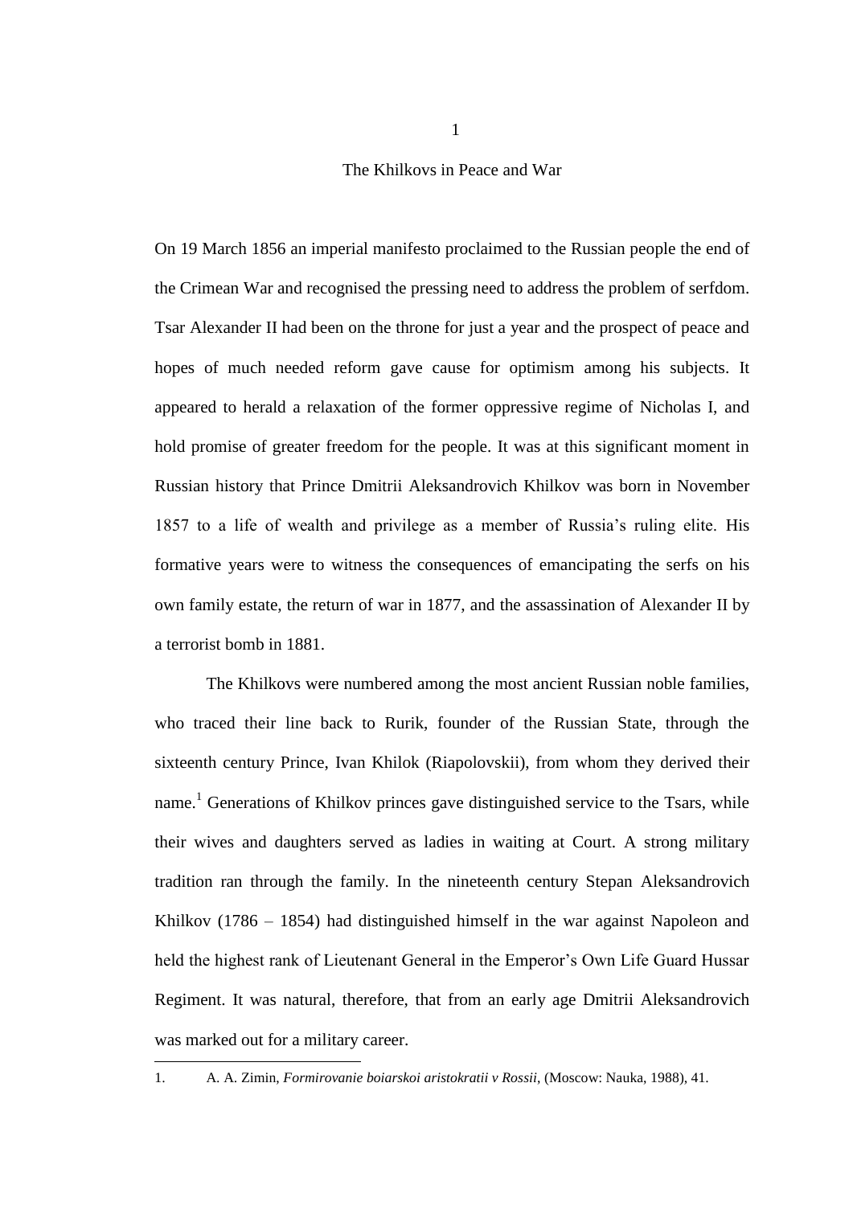# 1

## The Khilkovs in Peace and War

On 19 March 1856 an imperial manifesto proclaimed to the Russian people the end of the Crimean War and recognised the pressing need to address the problem of serfdom. Tsar Alexander II had been on the throne for just a year and the prospect of peace and hopes of much needed reform gave cause for optimism among his subjects. It appeared to herald a relaxation of the former oppressive regime of Nicholas I, and hold promise of greater freedom for the people. It was at this significant moment in Russian history that Prince Dmitrii Aleksandrovich Khilkov was born in November 1857 to a life of wealth and privilege as a member of Russia's ruling elite. His formative years were to witness the consequences of emancipating the serfs on his own family estate, the return of war in 1877, and the assassination of Alexander II by a terrorist bomb in 1881.

The Khilkovs were numbered among the most ancient Russian noble families, who traced their line back to Rurik, founder of the Russian State, through the sixteenth century Prince, Ivan Khilok (Riapolovskii), from whom they derived their name.[1] Generations of Khilkov princes gave distinguished service to the Tsars, while their wives and daughters served as ladies in waiting at Court. A strong military tradition ran through the family. In the nineteenth century Stepan Aleksandrovich Khilkov (1786 – 1854) had distinguished himself in the war against Napoleon and held the highest rank of Lieutenant General in the Emperor's Own Life Guard Hussar Regiment. It was natural, therefore, that from an early age Dmitrii Aleksandrovich was marked out for a military career.

---

1. A. A. Zimin, *Formirovanie boiarskoi aristokratii v Rossii*, (Moscow: Nauka, 1988), 41.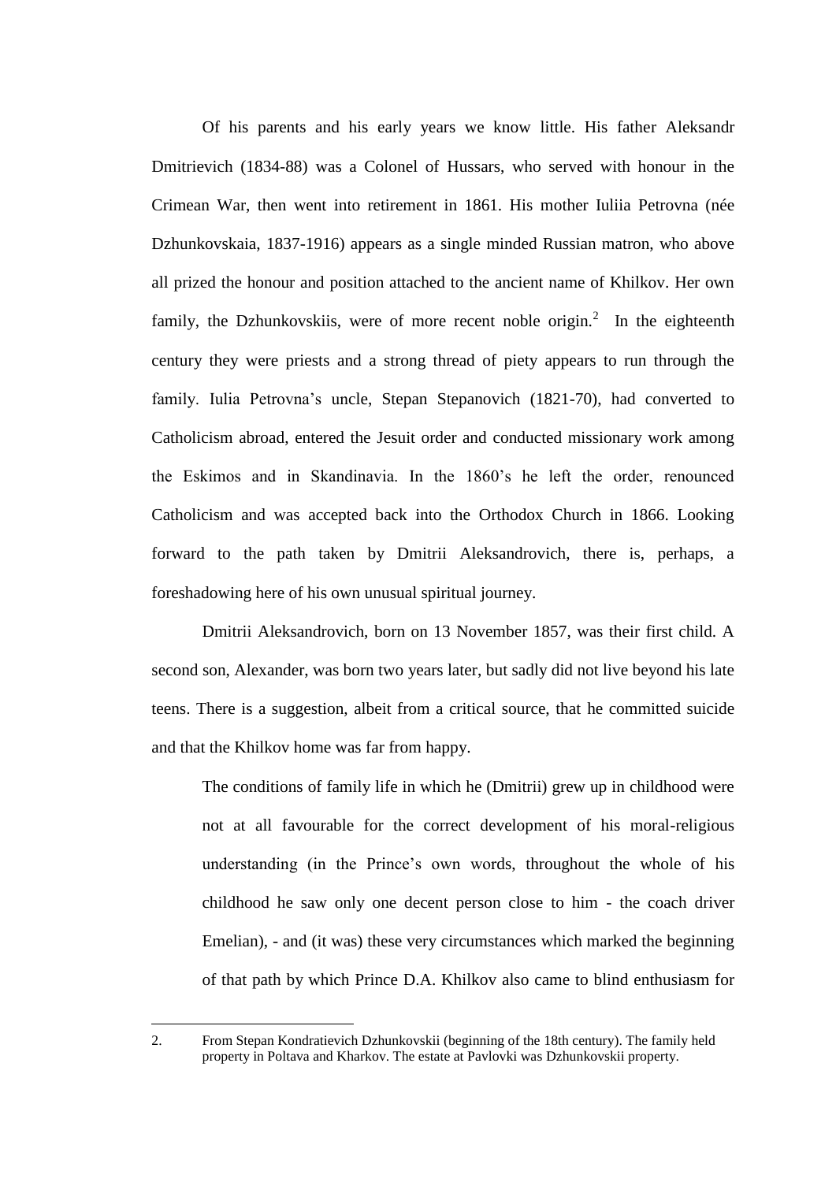Of his parents and his early years we know little. His father Aleksandr Dmitrievich (1834-88) was a Colonel of Hussars, who served with honour in the Crimean War, then went into retirement in 1861. His mother Iuliia Petrovna (née Dzhunkovskaia, 1837-1916) appears as a single minded Russian matron, who above all prized the honour and position attached to the ancient name of Khilkov. Her own family, the Dzhunkovskiis, were of more recent noble origin.[2] In the eighteenth century they were priests and a strong thread of piety appears to run through the family. Iulia Petrovna's uncle, Stepan Stepanovich (1821-70), had converted to Catholicism abroad, entered the Jesuit order and conducted missionary work among the Eskimos and in Skandinavia. In the 1860's he left the order, renounced Catholicism and was accepted back into the Orthodox Church in 1866. Looking forward to the path taken by Dmitrii Aleksandrovich, there is, perhaps, a foreshadowing here of his own unusual spiritual journey.

Dmitrii Aleksandrovich, born on 13 November 1857, was their first child. A second son, Alexander, was born two years later, but sadly did not live beyond his late teens. There is a suggestion, albeit from a critical source, that he committed suicide and that the Khilkov home was far from happy.

> The conditions of family life in which he (Dmitrii) grew up in childhood were not at all favourable for the correct development of his moral-religious understanding (in the Prince's own words, throughout the whole of his childhood he saw only one decent person close to him - the coach driver Emelian), - and (it was) these very circumstances which marked the beginning of that path by which Prince D.A. Khilkov also came to blind enthusiasm for

---

2. From Stepan Kondratievich Dzhunkovskii (beginning of the 18th century). The family held property in Poltava and Kharkov. The estate at Pavlovki was Dzhunkovskii property.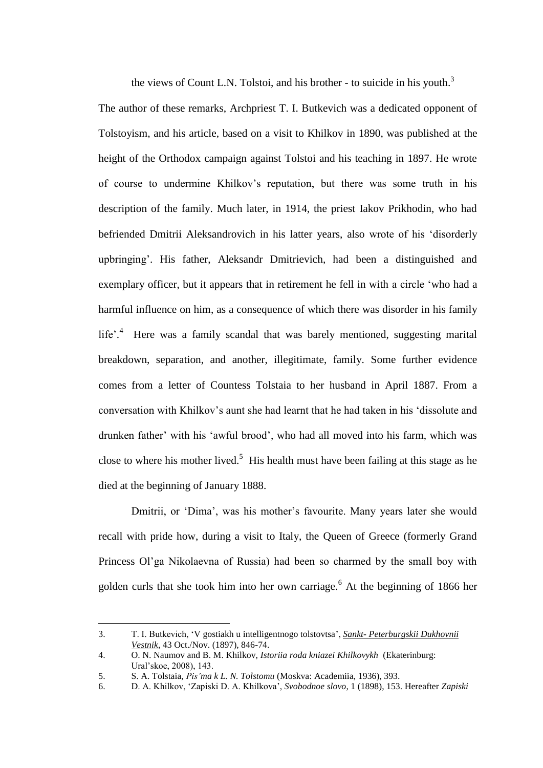the views of Count L.N. Tolstoi, and his brother - to suicide in his youth.[3]

The author of these remarks, Archpriest T. I. Butkevich was a dedicated opponent of Tolstoyism, and his article, based on a visit to Khilkov in 1890, was published at the height of the Orthodox campaign against Tolstoi and his teaching in 1897. He wrote of course to undermine Khilkov's reputation, but there was some truth in his description of the family. Much later, in 1914, the priest Iakov Prikhodin, who had befriended Dmitrii Aleksandrovich in his latter years, also wrote of his 'disorderly upbringing'. His father, Aleksandr Dmitrievich, had been a distinguished and exemplary officer, but it appears that in retirement he fell in with a circle 'who had a harmful influence on him, as a consequence of which there was disorder in his family life'.[4] Here was a family scandal that was barely mentioned, suggesting marital breakdown, separation, and another, illegitimate, family. Some further evidence comes from a letter of Countess Tolstaia to her husband in April 1887. From a conversation with Khilkov's aunt she had learnt that he had taken in his 'dissolute and drunken father' with his 'awful brood', who had all moved into his farm, which was close to where his mother lived.[5] His health must have been failing at this stage as he died at the beginning of January 1888.

Dmitrii, or 'Dima', was his mother's favourite. Many years later she would recall with pride how, during a visit to Italy, the Queen of Greece (formerly Grand Princess Ol'ga Nikolaevna of Russia) had been so charmed by the small boy with golden curls that she took him into her own carriage.[6] At the beginning of 1866 her

---

3. T. I. Butkevich, 'V gostiakh u intelligentnogo tolstovtsa', *Sankt- Peterburgskii Dukhovnii Vestnik*, 43 Oct./Nov. (1897), 846-74.
4. O. N. Naumov and B. M. Khilkov, *Istoriia roda kniazei Khilkovykh* (Ekaterinburg: Ural'skoe, 2008), 143.
5. S. A. Tolstaia, *Pis'ma k L. N. Tolstomu* (Moskva: Academiia, 1936), 393.
6. D. A. Khilkov, 'Zapiski D. A. Khilkova', *Svobodnoe slovo*, 1 (1898), 153. Hereafter *Zapiski*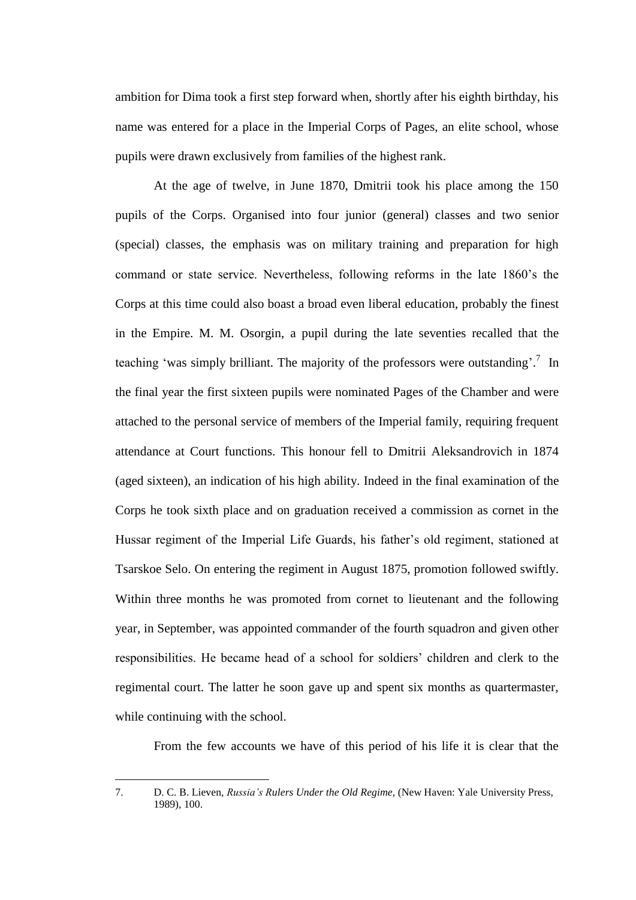ambition for Dima took a first step forward when, shortly after his eighth birthday, his name was entered for a place in the Imperial Corps of Pages, an elite school, whose pupils were drawn exclusively from families of the highest rank.

At the age of twelve, in June 1870, Dmitrii took his place among the 150 pupils of the Corps. Organised into four junior (general) classes and two senior (special) classes, the emphasis was on military training and preparation for high command or state service. Nevertheless, following reforms in the late 1860's the Corps at this time could also boast a broad even liberal education, probably the finest in the Empire. M. M. Osorgin, a pupil during the late seventies recalled that the teaching 'was simply brilliant. The majority of the professors were outstanding'.[7] In the final year the first sixteen pupils were nominated Pages of the Chamber and were attached to the personal service of members of the Imperial family, requiring frequent attendance at Court functions. This honour fell to Dmitrii Aleksandrovich in 1874 (aged sixteen), an indication of his high ability. Indeed in the final examination of the Corps he took sixth place and on graduation received a commission as cornet in the Hussar regiment of the Imperial Life Guards, his father's old regiment, stationed at Tsarskoe Selo. On entering the regiment in August 1875, promotion followed swiftly. Within three months he was promoted from cornet to lieutenant and the following year, in September, was appointed commander of the fourth squadron and given other responsibilities. He became head of a school for soldiers' children and clerk to the regimental court. The latter he soon gave up and spent six months as quartermaster, while continuing with the school.

From the few accounts we have of this period of his life it is clear that the

---

7. D. C. B. Lieven, *Russia's Rulers Under the Old Regime*, (New Haven: Yale University Press, 1989), 100.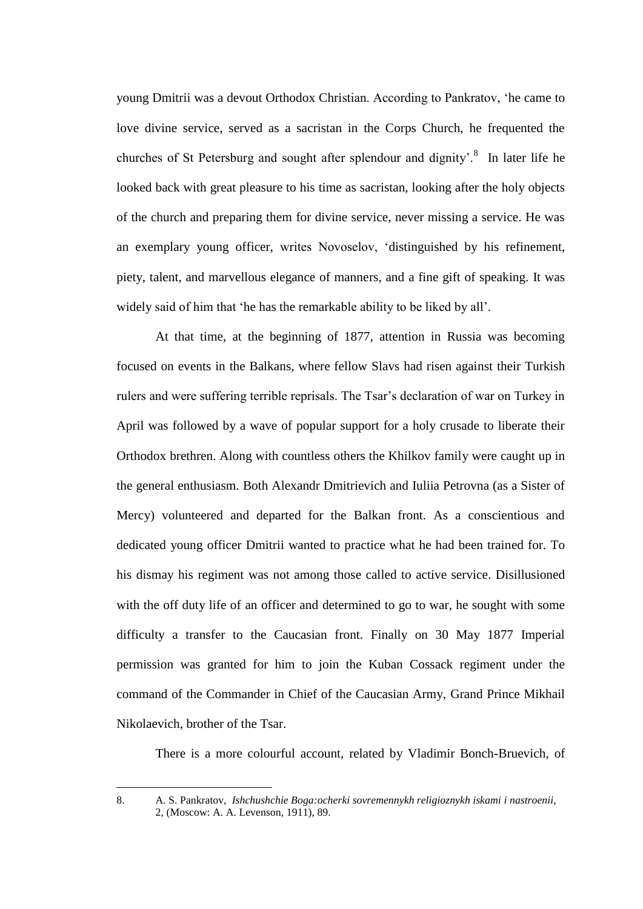young Dmitrii was a devout Orthodox Christian. According to Pankratov, 'he came to love divine service, served as a sacristan in the Corps Church, he frequented the churches of St Petersburg and sought after splendour and dignity'.[8] In later life he looked back with great pleasure to his time as sacristan, looking after the holy objects of the church and preparing them for divine service, never missing a service. He was an exemplary young officer, writes Novoselov, 'distinguished by his refinement, piety, talent, and marvellous elegance of manners, and a fine gift of speaking. It was widely said of him that 'he has the remarkable ability to be liked by all'.

At that time, at the beginning of 1877, attention in Russia was becoming focused on events in the Balkans, where fellow Slavs had risen against their Turkish rulers and were suffering terrible reprisals. The Tsar's declaration of war on Turkey in April was followed by a wave of popular support for a holy crusade to liberate their Orthodox brethren. Along with countless others the Khilkov family were caught up in the general enthusiasm. Both Alexandr Dmitrievich and Iuliia Petrovna (as a Sister of Mercy) volunteered and departed for the Balkan front. As a conscientious and dedicated young officer Dmitrii wanted to practice what he had been trained for. To his dismay his regiment was not among those called to active service. Disillusioned with the off duty life of an officer and determined to go to war, he sought with some difficulty a transfer to the Caucasian front. Finally on 30 May 1877 Imperial permission was granted for him to join the Kuban Cossack regiment under the command of the Commander in Chief of the Caucasian Army, Grand Prince Mikhail Nikolaevich, brother of the Tsar.

There is a more colourful account, related by Vladimir Bonch-Bruevich, of

---

8. A. S. Pankratov, *Ishchushchie Boga:ocherki sovremennykh religioznykh iskami i nastroenii*, 2, (Moscow: A. A. Levenson, 1911), 89.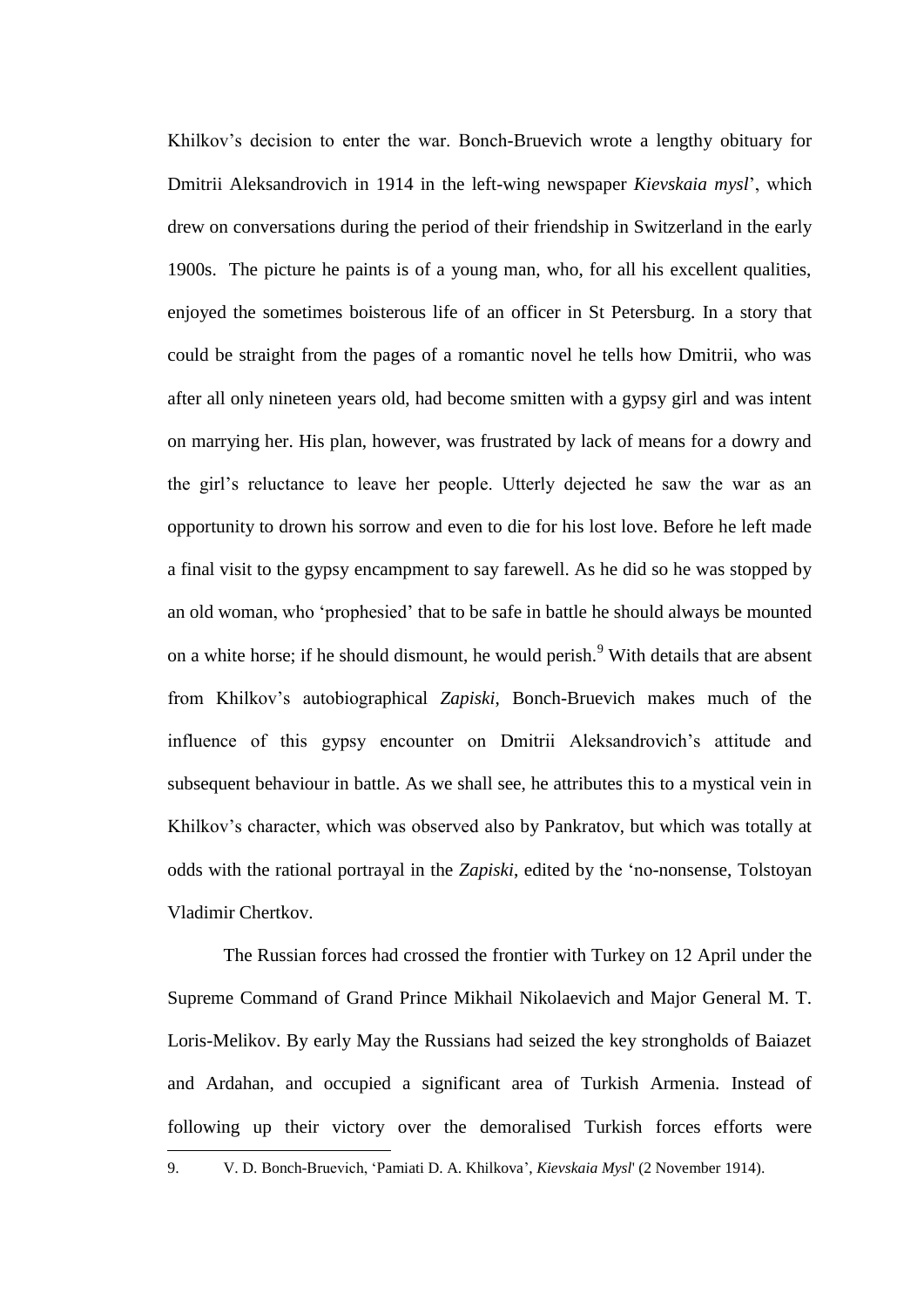Khilkov's decision to enter the war. Bonch-Bruevich wrote a lengthy obituary for Dmitrii Aleksandrovich in 1914 in the left-wing newspaper *Kievskaia mysl*', which drew on conversations during the period of their friendship in Switzerland in the early 1900s. The picture he paints is of a young man, who, for all his excellent qualities, enjoyed the sometimes boisterous life of an officer in St Petersburg. In a story that could be straight from the pages of a romantic novel he tells how Dmitrii, who was after all only nineteen years old, had become smitten with a gypsy girl and was intent on marrying her. His plan, however, was frustrated by lack of means for a dowry and the girl's reluctance to leave her people. Utterly dejected he saw the war as an opportunity to drown his sorrow and even to die for his lost love. Before he left made a final visit to the gypsy encampment to say farewell. As he did so he was stopped by an old woman, who 'prophesied' that to be safe in battle he should always be mounted on a white horse; if he should dismount, he would perish.[9] With details that are absent from Khilkov's autobiographical *Zapiski*, Bonch-Bruevich makes much of the influence of this gypsy encounter on Dmitrii Aleksandrovich's attitude and subsequent behaviour in battle. As we shall see, he attributes this to a mystical vein in Khilkov's character, which was observed also by Pankratov, but which was totally at odds with the rational portrayal in the *Zapiski*, edited by the 'no-nonsense, Tolstoyan Vladimir Chertkov.

The Russian forces had crossed the frontier with Turkey on 12 April under the Supreme Command of Grand Prince Mikhail Nikolaevich and Major General M. T. Loris-Melikov. By early May the Russians had seized the key strongholds of Baiazet and Ardahan, and occupied a significant area of Turkish Armenia. Instead of following up their victory over the demoralised Turkish forces efforts were

9. V. D. Bonch-Bruevich, 'Pamiati D. A. Khilkova', *Kievskaia Mysl*' (2 November 1914).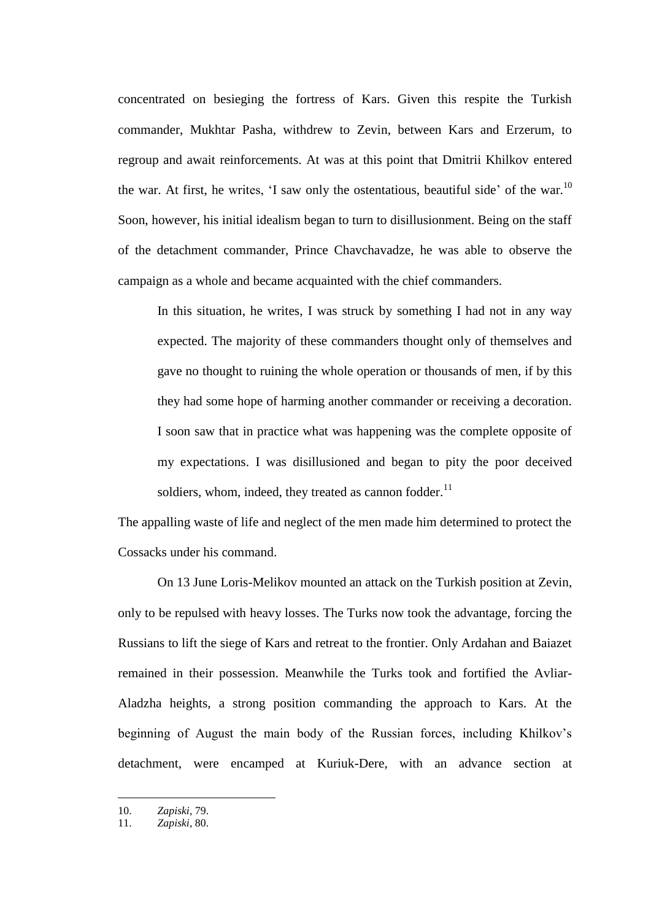concentrated on besieging the fortress of Kars. Given this respite the Turkish commander, Mukhtar Pasha, withdrew to Zevin, between Kars and Erzerum, to regroup and await reinforcements. At was at this point that Dmitrii Khilkov entered the war. At first, he writes, 'I saw only the ostentatious, beautiful side' of the war.[10] Soon, however, his initial idealism began to turn to disillusionment. Being on the staff of the detachment commander, Prince Chavchavadze, he was able to observe the campaign as a whole and became acquainted with the chief commanders.

> In this situation, he writes, I was struck by something I had not in any way expected. The majority of these commanders thought only of themselves and gave no thought to ruining the whole operation or thousands of men, if by this they had some hope of harming another commander or receiving a decoration. I soon saw that in practice what was happening was the complete opposite of my expectations. I was disillusioned and began to pity the poor deceived soldiers, whom, indeed, they treated as cannon fodder.[11]

The appalling waste of life and neglect of the men made him determined to protect the Cossacks under his command.

On 13 June Loris-Melikov mounted an attack on the Turkish position at Zevin, only to be repulsed with heavy losses. The Turks now took the advantage, forcing the Russians to lift the siege of Kars and retreat to the frontier. Only Ardahan and Baiazet remained in their possession. Meanwhile the Turks took and fortified the Avliar-Aladzha heights, a strong position commanding the approach to Kars. At the beginning of August the main body of the Russian forces, including Khilkov's detachment, were encamped at Kuriuk-Dere, with an advance section at

---

10. *Zapiski*, 79.
11. *Zapiski*, 80.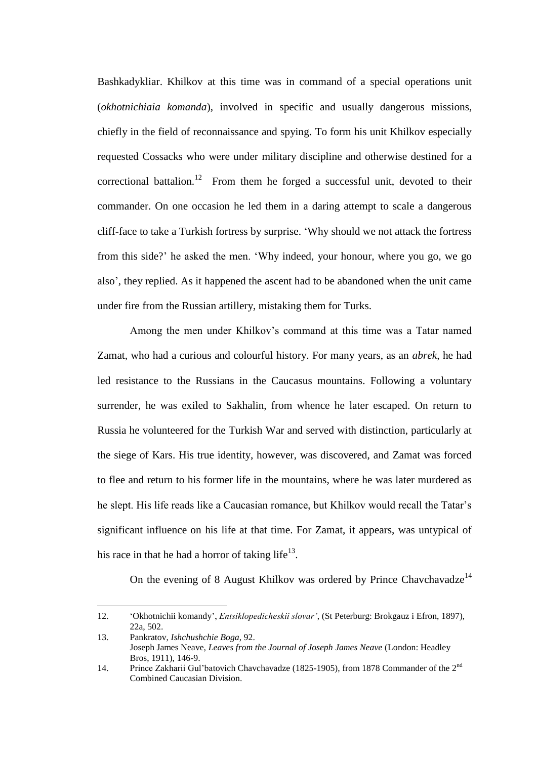Bashkadykliar. Khilkov at this time was in command of a special operations unit (*okhotnichiaia komanda*), involved in specific and usually dangerous missions, chiefly in the field of reconnaissance and spying. To form his unit Khilkov especially requested Cossacks who were under military discipline and otherwise destined for a correctional battalion.[12] From them he forged a successful unit, devoted to their commander. On one occasion he led them in a daring attempt to scale a dangerous cliff-face to take a Turkish fortress by surprise. 'Why should we not attack the fortress from this side?' he asked the men. 'Why indeed, your honour, where you go, we go also', they replied. As it happened the ascent had to be abandoned when the unit came under fire from the Russian artillery, mistaking them for Turks.

Among the men under Khilkov's command at this time was a Tatar named Zamat, who had a curious and colourful history. For many years, as an *abrek*, he had led resistance to the Russians in the Caucasus mountains. Following a voluntary surrender, he was exiled to Sakhalin, from whence he later escaped. On return to Russia he volunteered for the Turkish War and served with distinction, particularly at the siege of Kars. His true identity, however, was discovered, and Zamat was forced to flee and return to his former life in the mountains, where he was later murdered as he slept. His life reads like a Caucasian romance, but Khilkov would recall the Tatar's significant influence on his life at that time. For Zamat, it appears, was untypical of his race in that he had a horror of taking life[13].

On the evening of 8 August Khilkov was ordered by Prince Chavchavadze[14]

---

12. 'Okhotnichii komandy', *Entsiklopedicheskii slovar'*, (St Peterburg: Brokgauz i Efron, 1897), 22a, 502.
13. Pankratov, *Ishchushchie Boga*, 92.
    Joseph James Neave, *Leaves from the Journal of Joseph James Neave* (London: Headley Bros, 1911), 146-9.
14. Prince Zakharii Gul'batovich Chavchavadze (1825-1905), from 1878 Commander of the 2nd Combined Caucasian Division.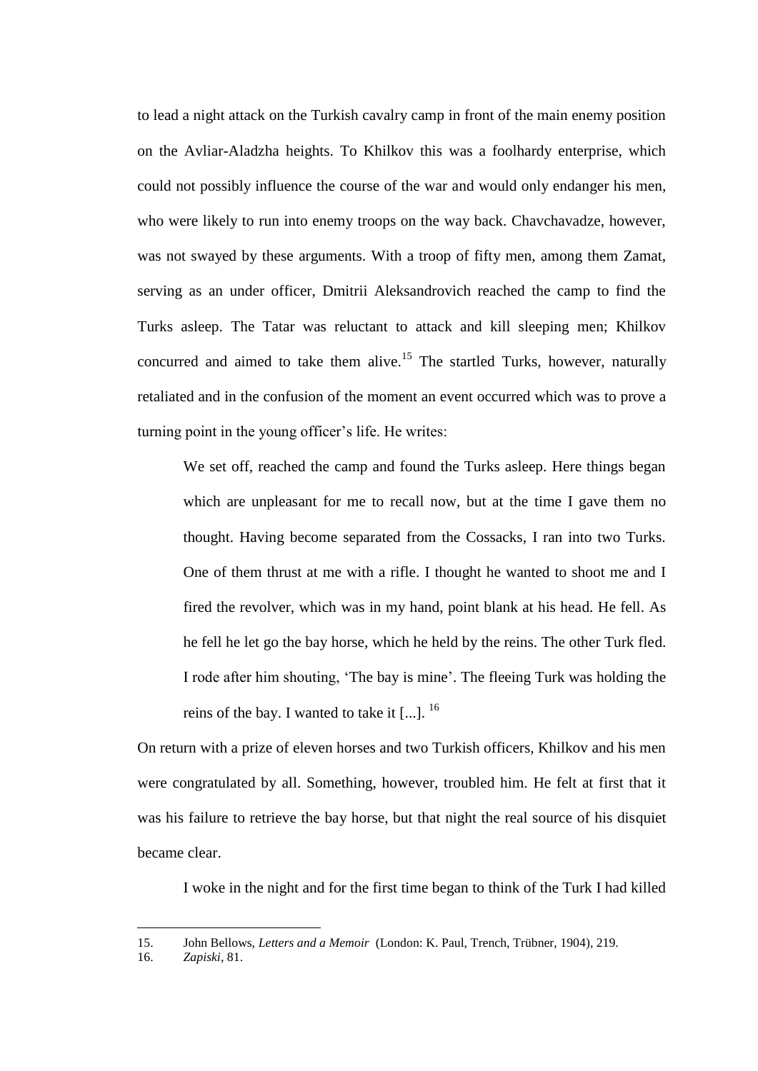to lead a night attack on the Turkish cavalry camp in front of the main enemy position on the Avliar-Aladzha heights. To Khilkov this was a foolhardy enterprise, which could not possibly influence the course of the war and would only endanger his men, who were likely to run into enemy troops on the way back. Chavchavadze, however, was not swayed by these arguments. With a troop of fifty men, among them Zamat, serving as an under officer, Dmitrii Aleksandrovich reached the camp to find the Turks asleep. The Tatar was reluctant to attack and kill sleeping men; Khilkov concurred and aimed to take them alive.[15] The startled Turks, however, naturally retaliated and in the confusion of the moment an event occurred which was to prove a turning point in the young officer's life. He writes:

> We set off, reached the camp and found the Turks asleep. Here things began which are unpleasant for me to recall now, but at the time I gave them no thought. Having become separated from the Cossacks, I ran into two Turks. One of them thrust at me with a rifle. I thought he wanted to shoot me and I fired the revolver, which was in my hand, point blank at his head. He fell. As he fell he let go the bay horse, which he held by the reins. The other Turk fled. I rode after him shouting, 'The bay is mine'. The fleeing Turk was holding the reins of the bay. I wanted to take it [...].[16]

On return with a prize of eleven horses and two Turkish officers, Khilkov and his men were congratulated by all. Something, however, troubled him. He felt at first that it was his failure to retrieve the bay horse, but that night the real source of his disquiet became clear.

> I woke in the night and for the first time began to think of the Turk I had killed

---

15. John Bellows, *Letters and a Memoir* (London: K. Paul, Trench, Trübner, 1904), 219.
16. *Zapiski*, 81.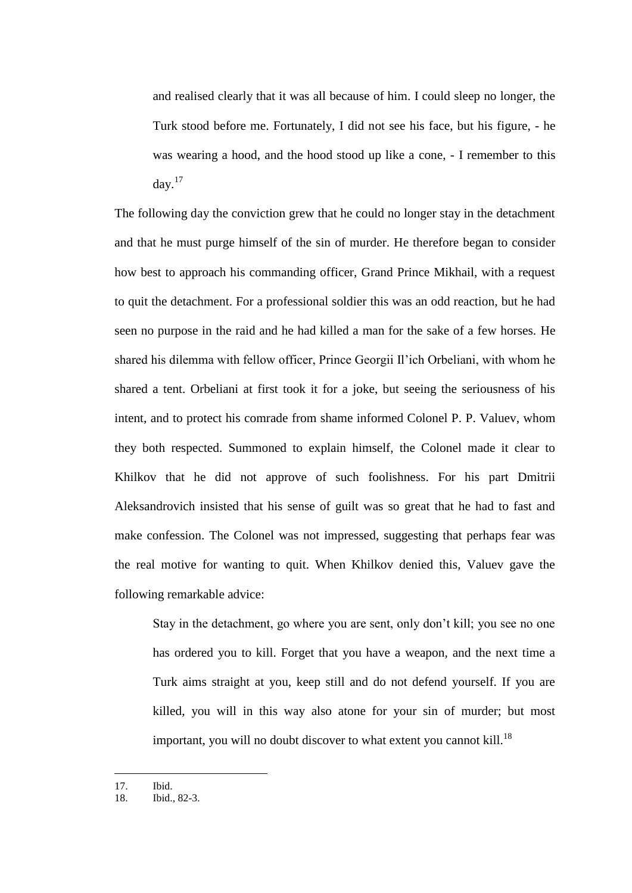> and realised clearly that it was all because of him. I could sleep no longer, the Turk stood before me. Fortunately, I did not see his face, but his figure, - he was wearing a hood, and the hood stood up like a cone, - I remember to this day.[17]

The following day the conviction grew that he could no longer stay in the detachment and that he must purge himself of the sin of murder. He therefore began to consider how best to approach his commanding officer, Grand Prince Mikhail, with a request to quit the detachment. For a professional soldier this was an odd reaction, but he had seen no purpose in the raid and he had killed a man for the sake of a few horses. He shared his dilemma with fellow officer, Prince Georgii Il'ich Orbeliani, with whom he shared a tent. Orbeliani at first took it for a joke, but seeing the seriousness of his intent, and to protect his comrade from shame informed Colonel P. P. Valuev, whom they both respected. Summoned to explain himself, the Colonel made it clear to Khilkov that he did not approve of such foolishness. For his part Dmitrii Aleksandrovich insisted that his sense of guilt was so great that he had to fast and make confession. The Colonel was not impressed, suggesting that perhaps fear was the real motive for wanting to quit. When Khilkov denied this, Valuev gave the following remarkable advice:

> Stay in the detachment, go where you are sent, only don't kill; you see no one has ordered you to kill. Forget that you have a weapon, and the next time a Turk aims straight at you, keep still and do not defend yourself. If you are killed, you will in this way also atone for your sin of murder; but most important, you will no doubt discover to what extent you cannot kill.[18]

---

17. Ibid.
18. Ibid., 82-3.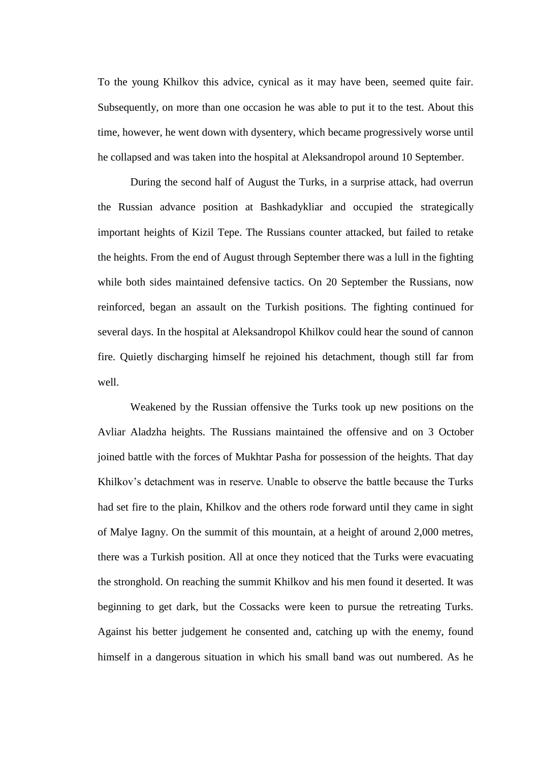To the young Khilkov this advice, cynical as it may have been, seemed quite fair. Subsequently, on more than one occasion he was able to put it to the test. About this time, however, he went down with dysentery, which became progressively worse until he collapsed and was taken into the hospital at Aleksandropol around 10 September.

During the second half of August the Turks, in a surprise attack, had overrun the Russian advance position at Bashkadykliar and occupied the strategically important heights of Kizil Tepe. The Russians counter attacked, but failed to retake the heights. From the end of August through September there was a lull in the fighting while both sides maintained defensive tactics. On 20 September the Russians, now reinforced, began an assault on the Turkish positions. The fighting continued for several days. In the hospital at Aleksandropol Khilkov could hear the sound of cannon fire. Quietly discharging himself he rejoined his detachment, though still far from well.

Weakened by the Russian offensive the Turks took up new positions on the Avliar Aladzha heights. The Russians maintained the offensive and on 3 October joined battle with the forces of Mukhtar Pasha for possession of the heights. That day Khilkov's detachment was in reserve. Unable to observe the battle because the Turks had set fire to the plain, Khilkov and the others rode forward until they came in sight of Malye Iagny. On the summit of this mountain, at a height of around 2,000 metres, there was a Turkish position. All at once they noticed that the Turks were evacuating the stronghold. On reaching the summit Khilkov and his men found it deserted. It was beginning to get dark, but the Cossacks were keen to pursue the retreating Turks. Against his better judgement he consented and, catching up with the enemy, found himself in a dangerous situation in which his small band was out numbered. As he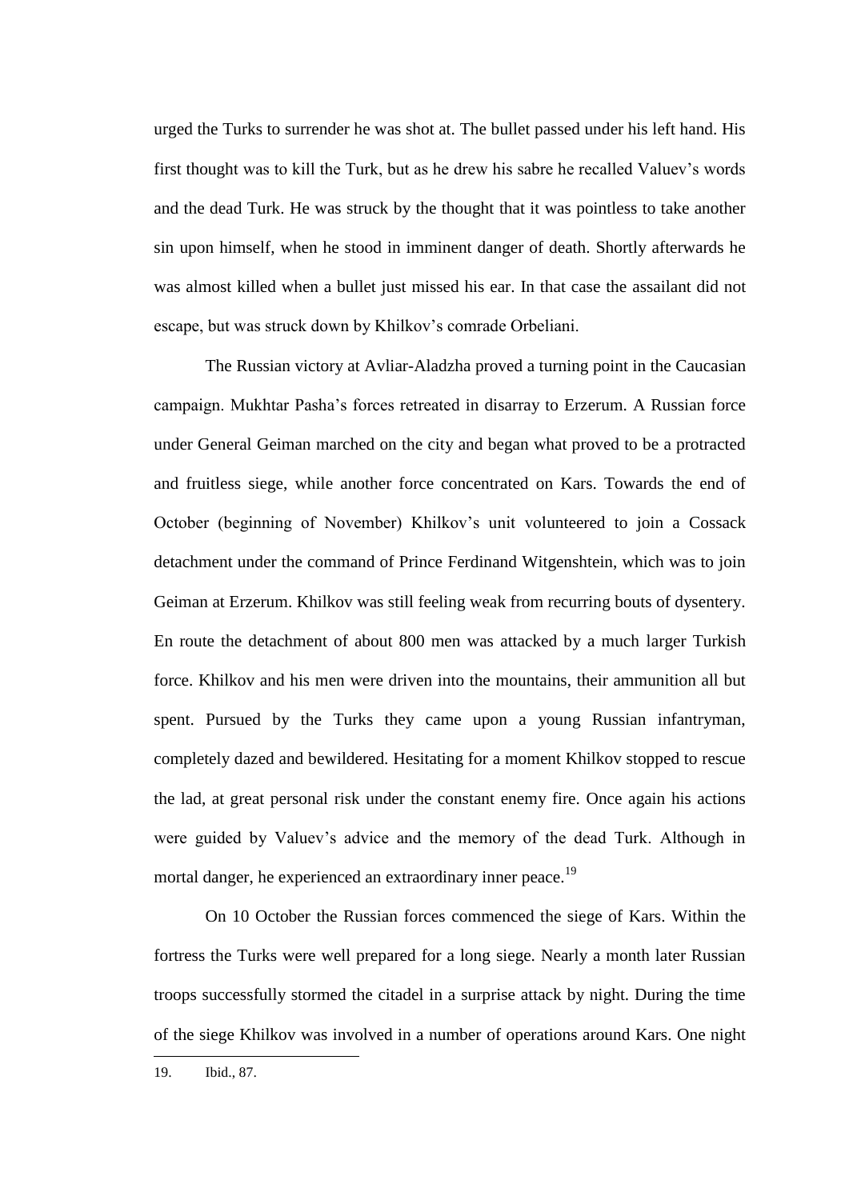urged the Turks to surrender he was shot at. The bullet passed under his left hand. His first thought was to kill the Turk, but as he drew his sabre he recalled Valuev's words and the dead Turk. He was struck by the thought that it was pointless to take another sin upon himself, when he stood in imminent danger of death. Shortly afterwards he was almost killed when a bullet just missed his ear. In that case the assailant did not escape, but was struck down by Khilkov's comrade Orbeliani.

The Russian victory at Avliar-Aladzha proved a turning point in the Caucasian campaign. Mukhtar Pasha's forces retreated in disarray to Erzerum. A Russian force under General Geiman marched on the city and began what proved to be a protracted and fruitless siege, while another force concentrated on Kars. Towards the end of October (beginning of November) Khilkov's unit volunteered to join a Cossack detachment under the command of Prince Ferdinand Witgenshtein, which was to join Geiman at Erzerum. Khilkov was still feeling weak from recurring bouts of dysentery. En route the detachment of about 800 men was attacked by a much larger Turkish force. Khilkov and his men were driven into the mountains, their ammunition all but spent. Pursued by the Turks they came upon a young Russian infantryman, completely dazed and bewildered. Hesitating for a moment Khilkov stopped to rescue the lad, at great personal risk under the constant enemy fire. Once again his actions were guided by Valuev's advice and the memory of the dead Turk. Although in mortal danger, he experienced an extraordinary inner peace.[19]

On 10 October the Russian forces commenced the siege of Kars. Within the fortress the Turks were well prepared for a long siege. Nearly a month later Russian troops successfully stormed the citadel in a surprise attack by night. During the time of the siege Khilkov was involved in a number of operations around Kars. One night

19. Ibid., 87.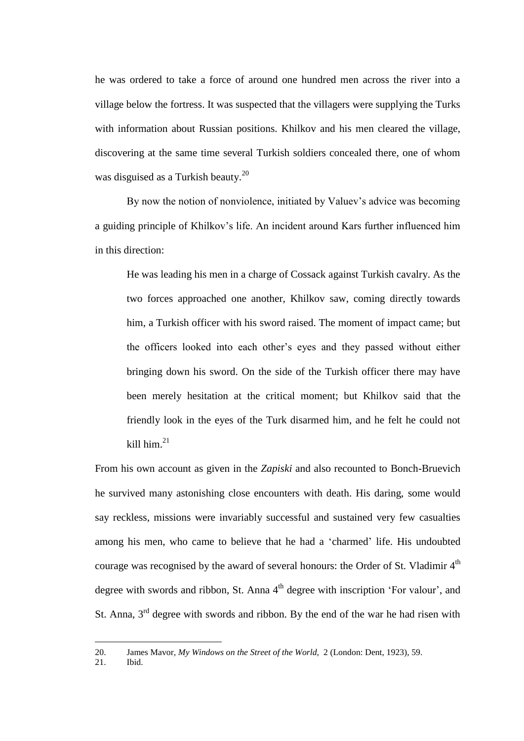he was ordered to take a force of around one hundred men across the river into a village below the fortress. It was suspected that the villagers were supplying the Turks with information about Russian positions. Khilkov and his men cleared the village, discovering at the same time several Turkish soldiers concealed there, one of whom was disguised as a Turkish beauty.[20]

By now the notion of nonviolence, initiated by Valuev's advice was becoming a guiding principle of Khilkov's life. An incident around Kars further influenced him in this direction:

> He was leading his men in a charge of Cossack against Turkish cavalry. As the two forces approached one another, Khilkov saw, coming directly towards him, a Turkish officer with his sword raised. The moment of impact came; but the officers looked into each other's eyes and they passed without either bringing down his sword. On the side of the Turkish officer there may have been merely hesitation at the critical moment; but Khilkov said that the friendly look in the eyes of the Turk disarmed him, and he felt he could not kill him.[21]

From his own account as given in the *Zapiski* and also recounted to Bonch-Bruevich he survived many astonishing close encounters with death. His daring, some would say reckless, missions were invariably successful and sustained very few casualties among his men, who came to believe that he had a 'charmed' life. His undoubted courage was recognised by the award of several honours: the Order of St. Vladimir 4th degree with swords and ribbon, St. Anna 4th degree with inscription 'For valour', and St. Anna, 3rd degree with swords and ribbon. By the end of the war he had risen with

---

20. James Mavor, *My Windows on the Street of the World,* 2 (London: Dent, 1923), 59.
21. Ibid.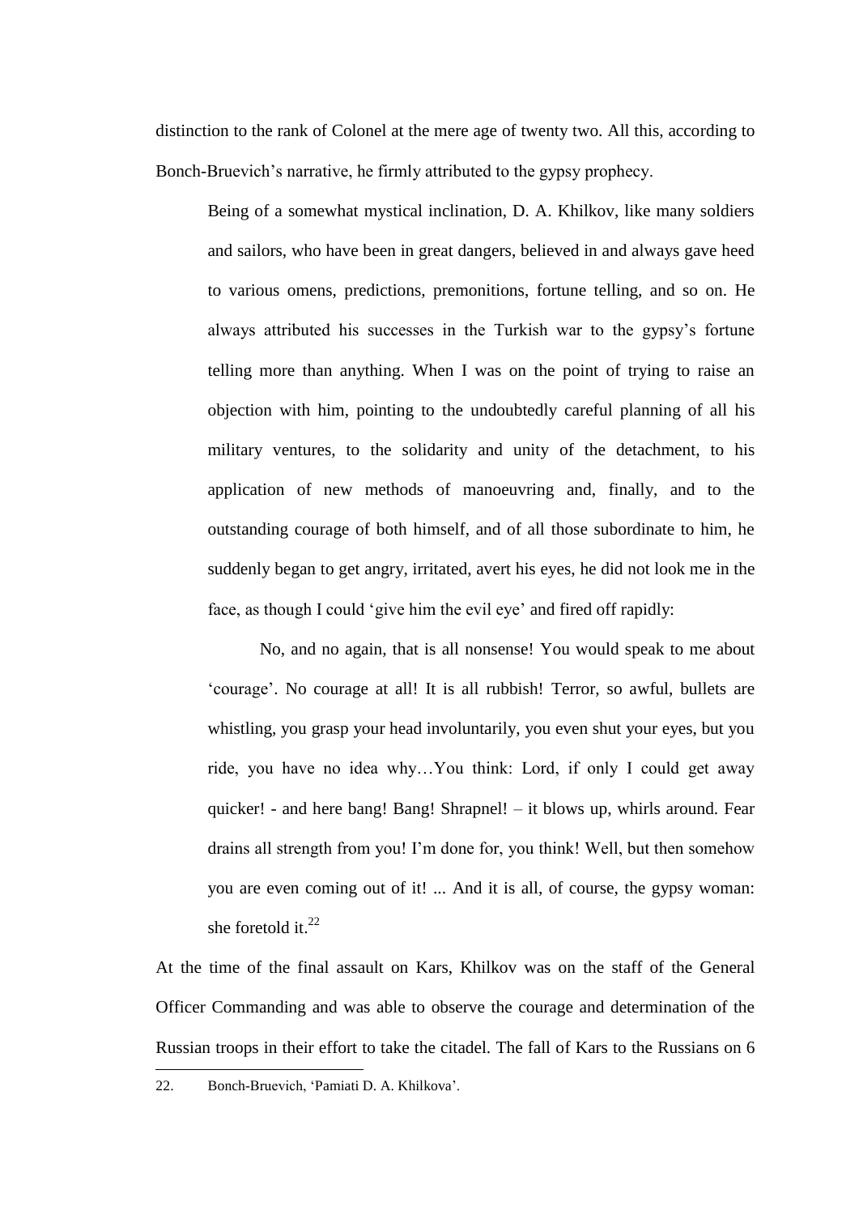distinction to the rank of Colonel at the mere age of twenty two. All this, according to Bonch-Bruevich's narrative, he firmly attributed to the gypsy prophecy.

> Being of a somewhat mystical inclination, D. A. Khilkov, like many soldiers and sailors, who have been in great dangers, believed in and always gave heed to various omens, predictions, premonitions, fortune telling, and so on. He always attributed his successes in the Turkish war to the gypsy's fortune telling more than anything. When I was on the point of trying to raise an objection with him, pointing to the undoubtedly careful planning of all his military ventures, to the solidarity and unity of the detachment, to his application of new methods of manoeuvring and, finally, and to the outstanding courage of both himself, and of all those subordinate to him, he suddenly began to get angry, irritated, avert his eyes, he did not look me in the face, as though I could 'give him the evil eye' and fired off rapidly:
>
> No, and no again, that is all nonsense! You would speak to me about 'courage'. No courage at all! It is all rubbish! Terror, so awful, bullets are whistling, you grasp your head involuntarily, you even shut your eyes, but you ride, you have no idea why…You think: Lord, if only I could get away quicker! - and here bang! Bang! Shrapnel! – it blows up, whirls around. Fear drains all strength from you! I'm done for, you think! Well, but then somehow you are even coming out of it! ... And it is all, of course, the gypsy woman: she foretold it.[22]

At the time of the final assault on Kars, Khilkov was on the staff of the General Officer Commanding and was able to observe the courage and determination of the Russian troops in their effort to take the citadel. The fall of Kars to the Russians on 6

---

22. Bonch-Bruevich, 'Pamiati D. A. Khilkova'.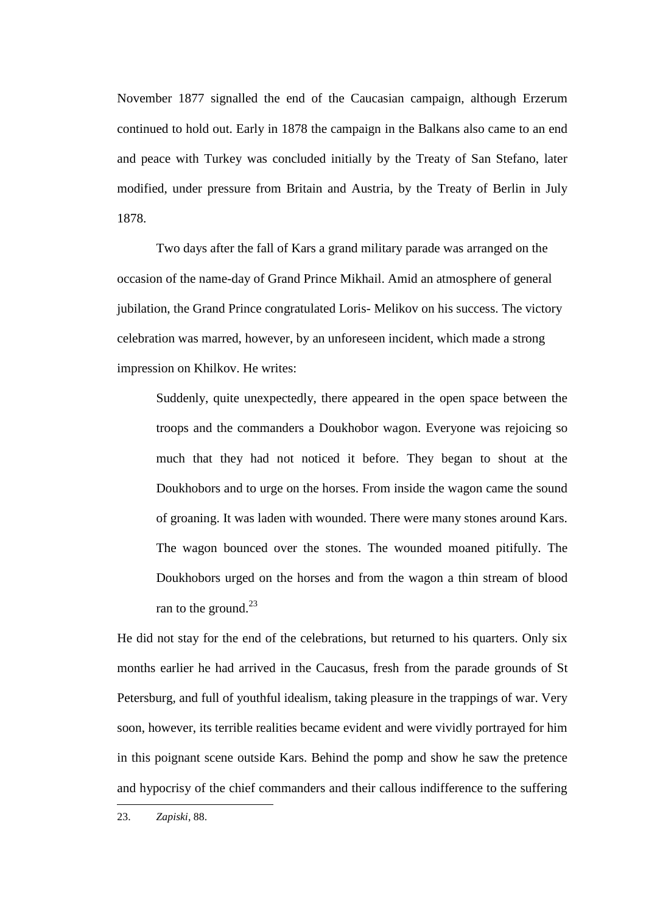November 1877 signalled the end of the Caucasian campaign, although Erzerum continued to hold out. Early in 1878 the campaign in the Balkans also came to an end and peace with Turkey was concluded initially by the Treaty of San Stefano, later modified, under pressure from Britain and Austria, by the Treaty of Berlin in July 1878.

Two days after the fall of Kars a grand military parade was arranged on the occasion of the name-day of Grand Prince Mikhail. Amid an atmosphere of general jubilation, the Grand Prince congratulated Loris- Melikov on his success. The victory celebration was marred, however, by an unforeseen incident, which made a strong impression on Khilkov. He writes:

> Suddenly, quite unexpectedly, there appeared in the open space between the troops and the commanders a Doukhobor wagon. Everyone was rejoicing so much that they had not noticed it before. They began to shout at the Doukhobors and to urge on the horses. From inside the wagon came the sound of groaning. It was laden with wounded. There were many stones around Kars. The wagon bounced over the stones. The wounded moaned pitifully. The Doukhobors urged on the horses and from the wagon a thin stream of blood ran to the ground.[23]

He did not stay for the end of the celebrations, but returned to his quarters. Only six months earlier he had arrived in the Caucasus, fresh from the parade grounds of St Petersburg, and full of youthful idealism, taking pleasure in the trappings of war. Very soon, however, its terrible realities became evident and were vividly portrayed for him in this poignant scene outside Kars. Behind the pomp and show he saw the pretence and hypocrisy of the chief commanders and their callous indifference to the suffering

---

23. *Zapiski*, 88.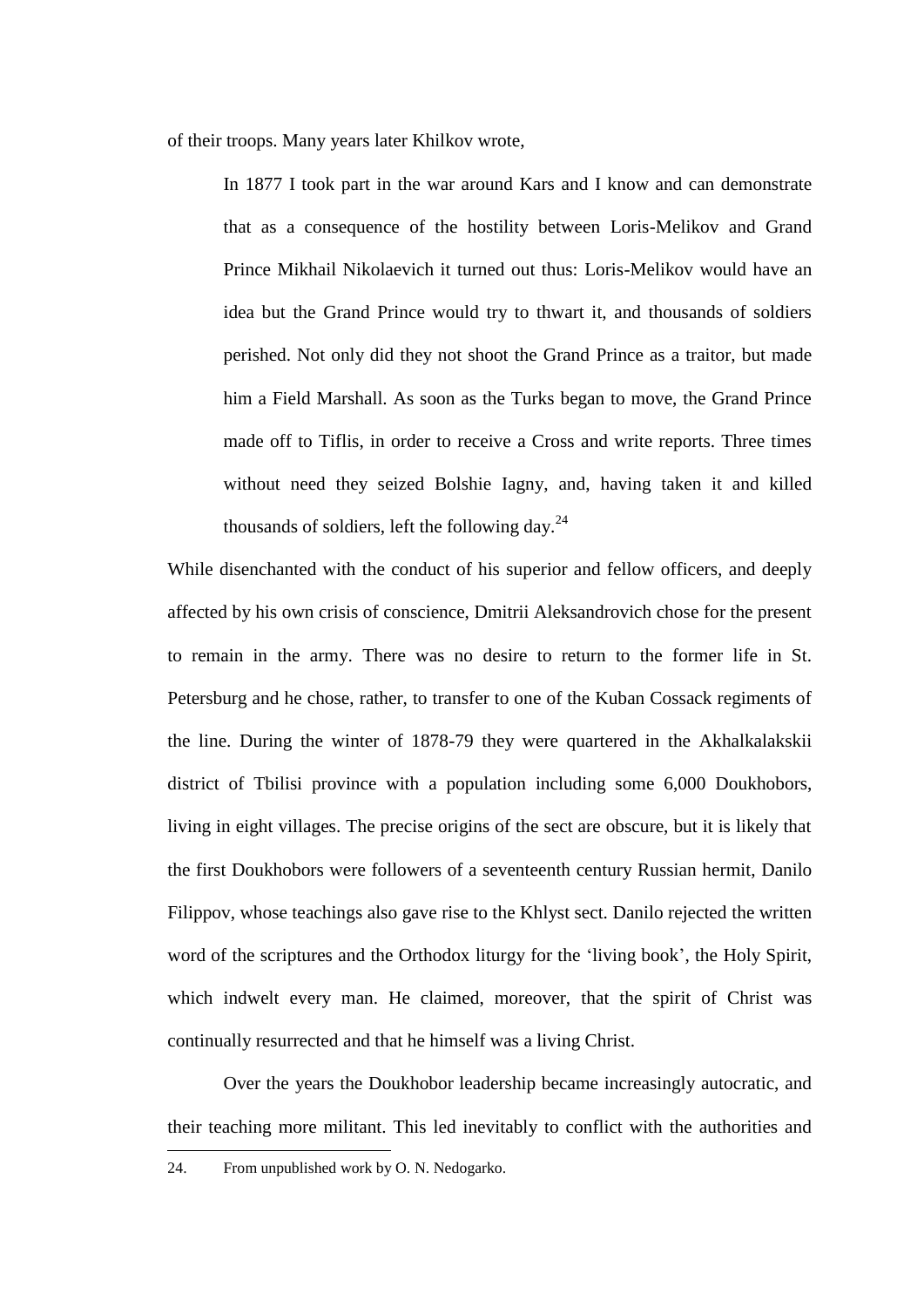of their troops. Many years later Khilkov wrote,

> In 1877 I took part in the war around Kars and I know and can demonstrate that as a consequence of the hostility between Loris-Melikov and Grand Prince Mikhail Nikolaevich it turned out thus: Loris-Melikov would have an idea but the Grand Prince would try to thwart it, and thousands of soldiers perished. Not only did they not shoot the Grand Prince as a traitor, but made him a Field Marshall. As soon as the Turks began to move, the Grand Prince made off to Tiflis, in order to receive a Cross and write reports. Three times without need they seized Bolshie Iagny, and, having taken it and killed thousands of soldiers, left the following day.[24]

While disenchanted with the conduct of his superior and fellow officers, and deeply affected by his own crisis of conscience, Dmitrii Aleksandrovich chose for the present to remain in the army. There was no desire to return to the former life in St. Petersburg and he chose, rather, to transfer to one of the Kuban Cossack regiments of the line. During the winter of 1878-79 they were quartered in the Akhalkalakskii district of Tbilisi province with a population including some 6,000 Doukhobors, living in eight villages. The precise origins of the sect are obscure, but it is likely that the first Doukhobors were followers of a seventeenth century Russian hermit, Danilo Filippov, whose teachings also gave rise to the Khlyst sect. Danilo rejected the written word of the scriptures and the Orthodox liturgy for the 'living book', the Holy Spirit, which indwelt every man. He claimed, moreover, that the spirit of Christ was continually resurrected and that he himself was a living Christ.

Over the years the Doukhobor leadership became increasingly autocratic, and their teaching more militant. This led inevitably to conflict with the authorities and

24. From unpublished work by O. N. Nedogarko.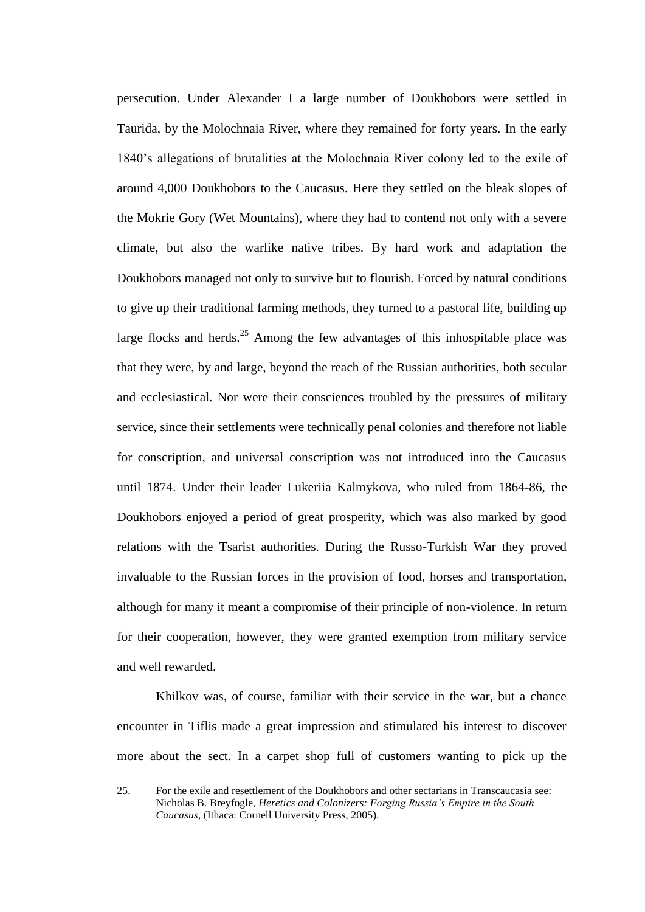persecution. Under Alexander I a large number of Doukhobors were settled in Taurida, by the Molochnaia River, where they remained for forty years. In the early 1840's allegations of brutalities at the Molochnaia River colony led to the exile of around 4,000 Doukhobors to the Caucasus. Here they settled on the bleak slopes of the Mokrie Gory (Wet Mountains), where they had to contend not only with a severe climate, but also the warlike native tribes. By hard work and adaptation the Doukhobors managed not only to survive but to flourish. Forced by natural conditions to give up their traditional farming methods, they turned to a pastoral life, building up large flocks and herds.[25] Among the few advantages of this inhospitable place was that they were, by and large, beyond the reach of the Russian authorities, both secular and ecclesiastical. Nor were their consciences troubled by the pressures of military service, since their settlements were technically penal colonies and therefore not liable for conscription, and universal conscription was not introduced into the Caucasus until 1874. Under their leader Lukeriia Kalmykova, who ruled from 1864-86, the Doukhobors enjoyed a period of great prosperity, which was also marked by good relations with the Tsarist authorities. During the Russo-Turkish War they proved invaluable to the Russian forces in the provision of food, horses and transportation, although for many it meant a compromise of their principle of non-violence. In return for their cooperation, however, they were granted exemption from military service and well rewarded.

Khilkov was, of course, familiar with their service in the war, but a chance encounter in Tiflis made a great impression and stimulated his interest to discover more about the sect. In a carpet shop full of customers wanting to pick up the

---

25. For the exile and resettlement of the Doukhobors and other sectarians in Transcaucasia see: Nicholas B. Breyfogle, *Heretics and Colonizers: Forging Russia's Empire in the South Caucasus*, (Ithaca: Cornell University Press, 2005).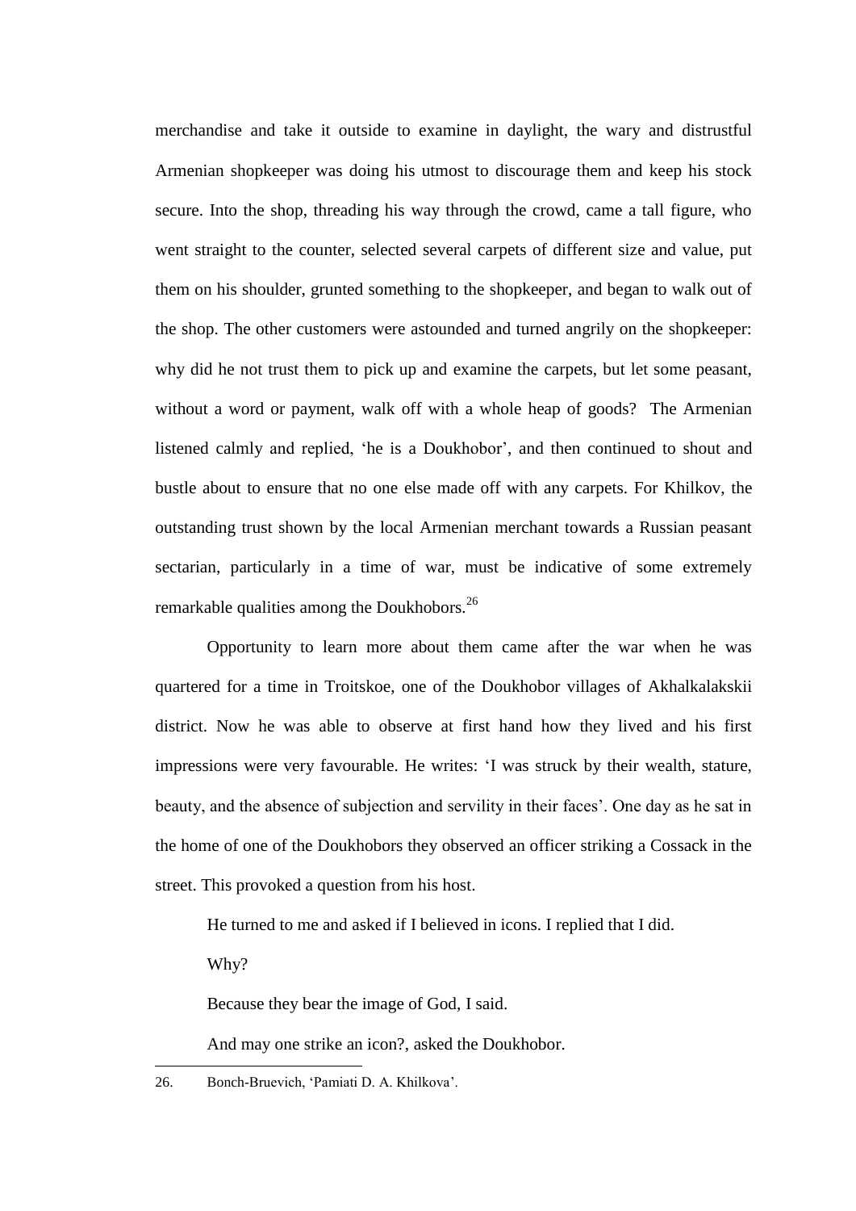merchandise and take it outside to examine in daylight, the wary and distrustful Armenian shopkeeper was doing his utmost to discourage them and keep his stock secure. Into the shop, threading his way through the crowd, came a tall figure, who went straight to the counter, selected several carpets of different size and value, put them on his shoulder, grunted something to the shopkeeper, and began to walk out of the shop. The other customers were astounded and turned angrily on the shopkeeper: why did he not trust them to pick up and examine the carpets, but let some peasant, without a word or payment, walk off with a whole heap of goods? The Armenian listened calmly and replied, 'he is a Doukhobor', and then continued to shout and bustle about to ensure that no one else made off with any carpets. For Khilkov, the outstanding trust shown by the local Armenian merchant towards a Russian peasant sectarian, particularly in a time of war, must be indicative of some extremely remarkable qualities among the Doukhobors.[26]

Opportunity to learn more about them came after the war when he was quartered for a time in Troitskoe, one of the Doukhobor villages of Akhalkalakskii district. Now he was able to observe at first hand how they lived and his first impressions were very favourable. He writes: 'I was struck by their wealth, stature, beauty, and the absence of subjection and servility in their faces'. One day as he sat in the home of one of the Doukhobors they observed an officer striking a Cossack in the street. This provoked a question from his host.

> He turned to me and asked if I believed in icons. I replied that I did.
>
> Why?
>
> Because they bear the image of God, I said.
>
> And may one strike an icon?, asked the Doukhobor.

---

26. Bonch-Bruevich, 'Pamiati D. A. Khilkova'.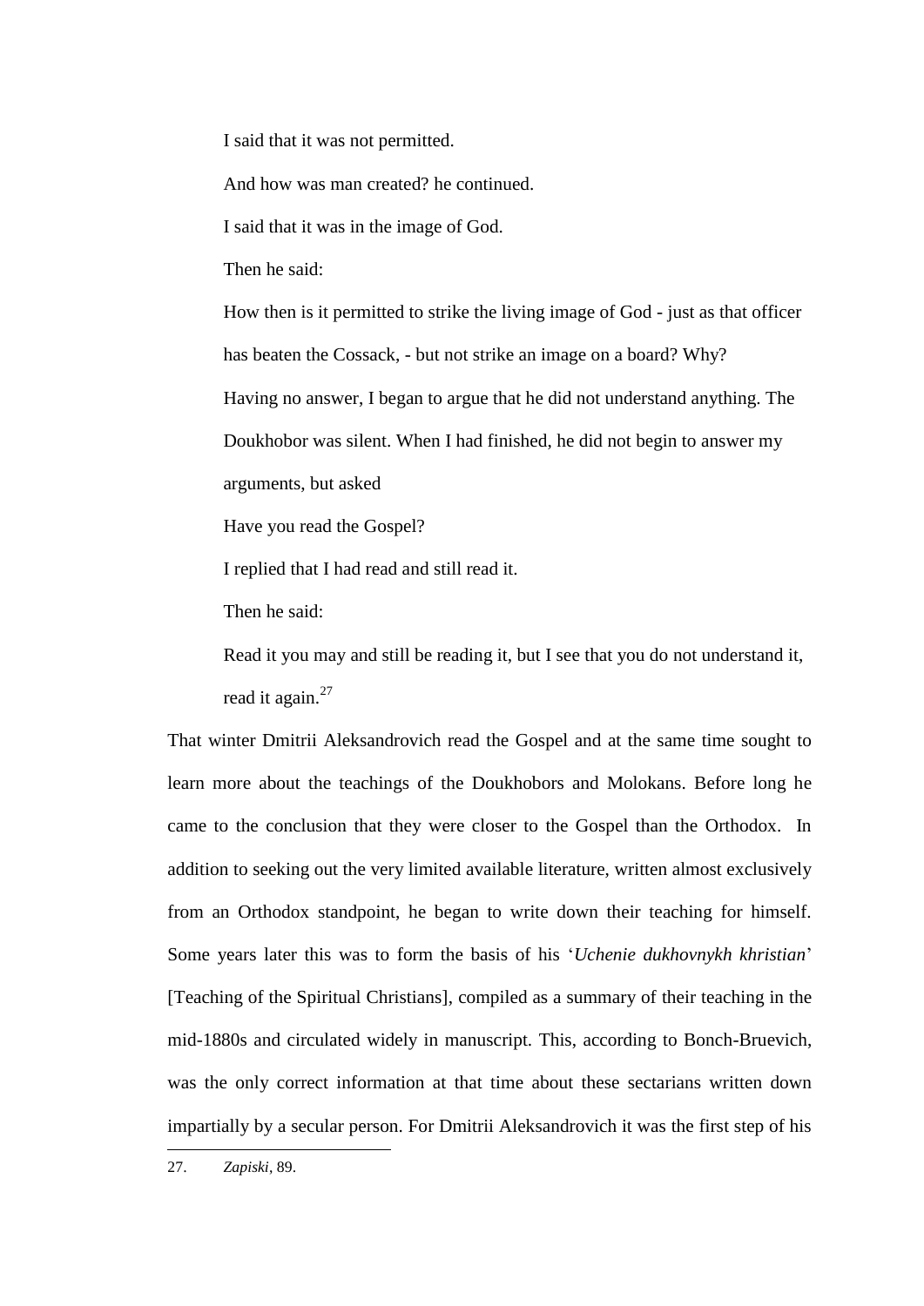> I said that it was not permitted.
>
> And how was man created? he continued.
>
> I said that it was in the image of God.
>
> Then he said:
>
> How then is it permitted to strike the living image of God - just as that officer has beaten the Cossack, - but not strike an image on a board? Why?
>
> Having no answer, I began to argue that he did not understand anything. The Doukhobor was silent. When I had finished, he did not begin to answer my arguments, but asked
>
> Have you read the Gospel?
>
> I replied that I had read and still read it.
>
> Then he said:
>
> Read it you may and still be reading it, but I see that you do not understand it, read it again.[27]

That winter Dmitrii Aleksandrovich read the Gospel and at the same time sought to learn more about the teachings of the Doukhobors and Molokans. Before long he came to the conclusion that they were closer to the Gospel than the Orthodox. In addition to seeking out the very limited available literature, written almost exclusively from an Orthodox standpoint, he began to write down their teaching for himself. Some years later this was to form the basis of his '*Uchenie dukhovnykh khristian*' [Teaching of the Spiritual Christians], compiled as a summary of their teaching in the mid-1880s and circulated widely in manuscript. This, according to Bonch-Bruevich, was the only correct information at that time about these sectarians written down impartially by a secular person. For Dmitrii Aleksandrovich it was the first step of his

---

27. *Zapiski*, 89.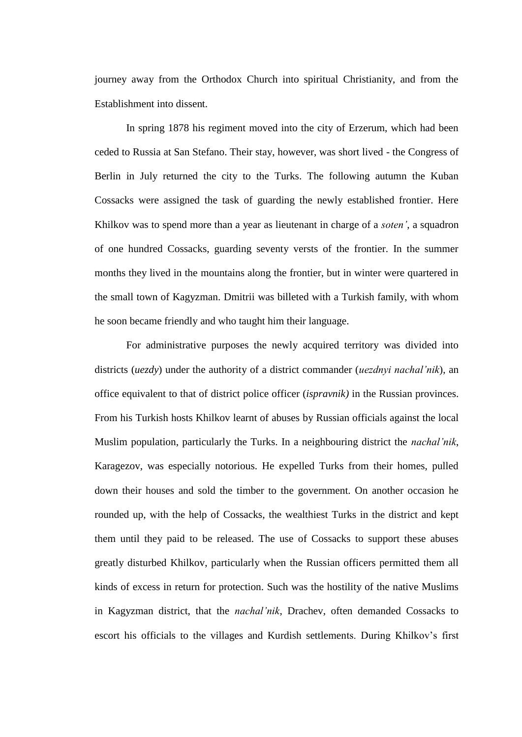journey away from the Orthodox Church into spiritual Christianity, and from the Establishment into dissent.

In spring 1878 his regiment moved into the city of Erzerum, which had been ceded to Russia at San Stefano. Their stay, however, was short lived - the Congress of Berlin in July returned the city to the Turks. The following autumn the Kuban Cossacks were assigned the task of guarding the newly established frontier. Here Khilkov was to spend more than a year as lieutenant in charge of a *soten'*, a squadron of one hundred Cossacks, guarding seventy versts of the frontier. In the summer months they lived in the mountains along the frontier, but in winter were quartered in the small town of Kagyzman. Dmitrii was billeted with a Turkish family, with whom he soon became friendly and who taught him their language.

For administrative purposes the newly acquired territory was divided into districts (*uezdy*) under the authority of a district commander (*uezdnyi nachal'nik*), an office equivalent to that of district police officer (*ispravnik)* in the Russian provinces. From his Turkish hosts Khilkov learnt of abuses by Russian officials against the local Muslim population, particularly the Turks. In a neighbouring district the *nachal'nik*, Karagezov, was especially notorious. He expelled Turks from their homes, pulled down their houses and sold the timber to the government. On another occasion he rounded up, with the help of Cossacks, the wealthiest Turks in the district and kept them until they paid to be released. The use of Cossacks to support these abuses greatly disturbed Khilkov, particularly when the Russian officers permitted them all kinds of excess in return for protection. Such was the hostility of the native Muslims in Kagyzman district, that the *nachal'nik*, Drachev, often demanded Cossacks to escort his officials to the villages and Kurdish settlements. During Khilkov's first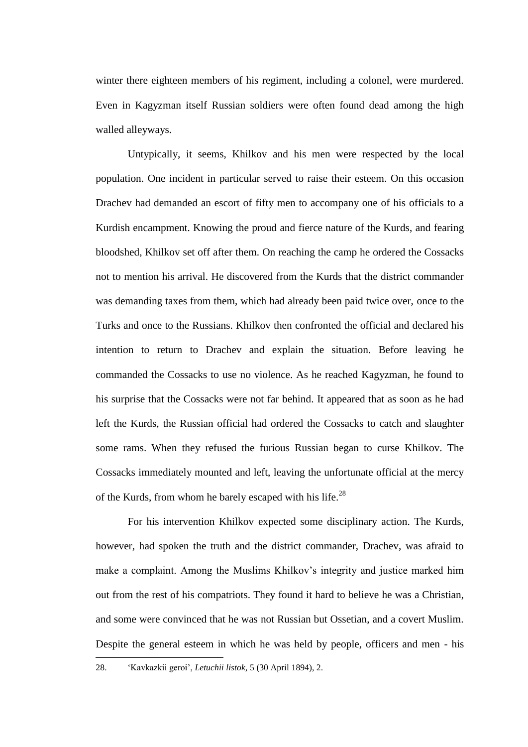winter there eighteen members of his regiment, including a colonel, were murdered. Even in Kagyzman itself Russian soldiers were often found dead among the high walled alleyways.

Untypically, it seems, Khilkov and his men were respected by the local population. One incident in particular served to raise their esteem. On this occasion Drachev had demanded an escort of fifty men to accompany one of his officials to a Kurdish encampment. Knowing the proud and fierce nature of the Kurds, and fearing bloodshed, Khilkov set off after them. On reaching the camp he ordered the Cossacks not to mention his arrival. He discovered from the Kurds that the district commander was demanding taxes from them, which had already been paid twice over, once to the Turks and once to the Russians. Khilkov then confronted the official and declared his intention to return to Drachev and explain the situation. Before leaving he commanded the Cossacks to use no violence. As he reached Kagyzman, he found to his surprise that the Cossacks were not far behind. It appeared that as soon as he had left the Kurds, the Russian official had ordered the Cossacks to catch and slaughter some rams. When they refused the furious Russian began to curse Khilkov. The Cossacks immediately mounted and left, leaving the unfortunate official at the mercy of the Kurds, from whom he barely escaped with his life.[28]

For his intervention Khilkov expected some disciplinary action. The Kurds, however, had spoken the truth and the district commander, Drachev, was afraid to make a complaint. Among the Muslims Khilkov's integrity and justice marked him out from the rest of his compatriots. They found it hard to believe he was a Christian, and some were convinced that he was not Russian but Ossetian, and a covert Muslim. Despite the general esteem in which he was held by people, officers and men - his

28. 'Kavkazkii geroi', *Letuchii listok*, 5 (30 April 1894), 2.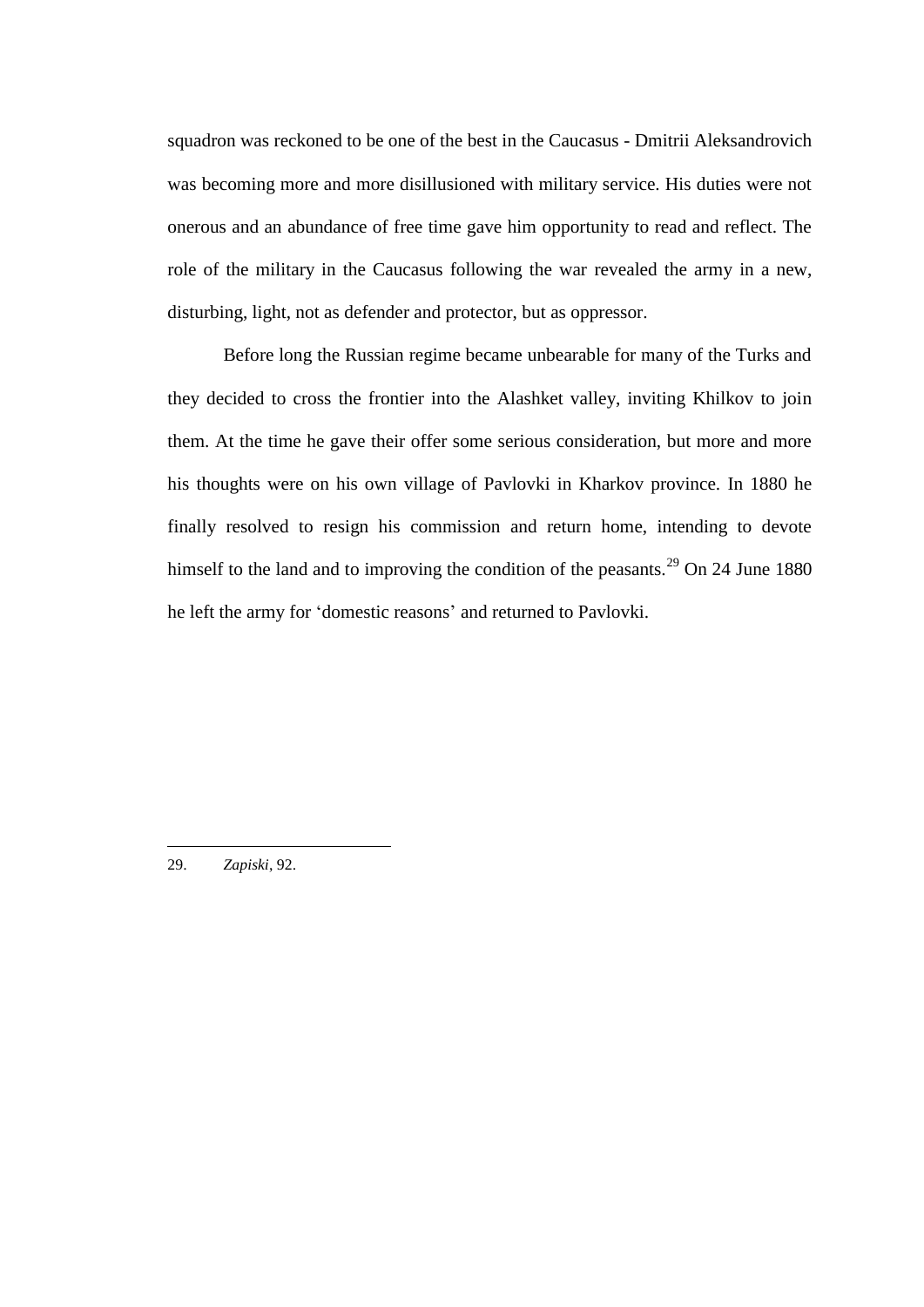squadron was reckoned to be one of the best in the Caucasus - Dmitrii Aleksandrovich was becoming more and more disillusioned with military service. His duties were not onerous and an abundance of free time gave him opportunity to read and reflect. The role of the military in the Caucasus following the war revealed the army in a new, disturbing, light, not as defender and protector, but as oppressor.

Before long the Russian regime became unbearable for many of the Turks and they decided to cross the frontier into the Alashket valley, inviting Khilkov to join them. At the time he gave their offer some serious consideration, but more and more his thoughts were on his own village of Pavlovki in Kharkov province. In 1880 he finally resolved to resign his commission and return home, intending to devote himself to the land and to improving the condition of the peasants.[29] On 24 June 1880 he left the army for 'domestic reasons' and returned to Pavlovki.

---

29. *Zapiski*, 92.